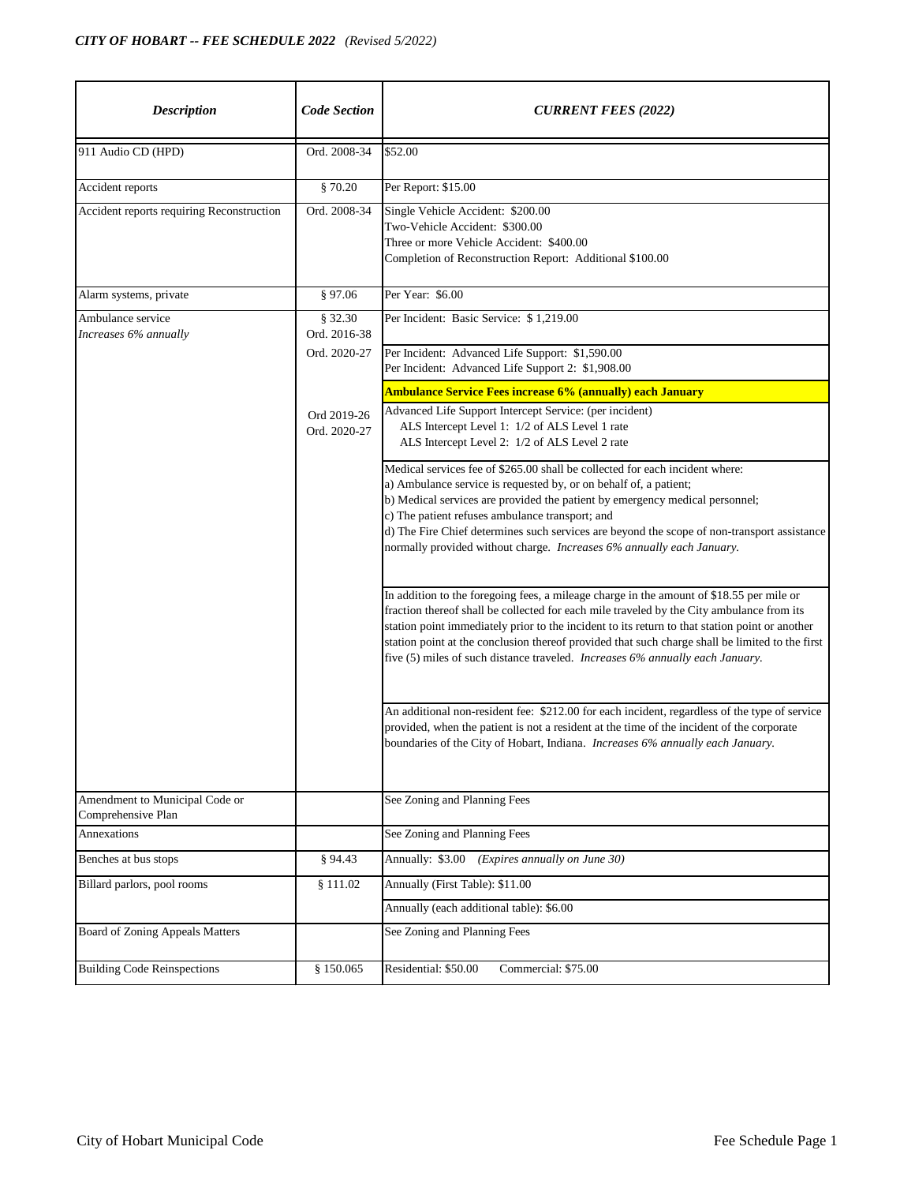*CITY OF HOBART -- FEE SCHEDULE 2022* *(Revised 5/2022)*

| *Description* | *Code Section* | *CURRENT FEES (2022)* |
|---|---|---|
| 911 Audio CD (HPD) | Ord. 2008-34 | $52.00 |
| Accident reports | § 70.20 | Per Report: $15.00 |
| Accident reports requiring Reconstruction | Ord. 2008-34 | Single Vehicle Accident: $200.00<br>Two-Vehicle Accident: $300.00<br>Three or more Vehicle Accident: $400.00<br>Completion of Reconstruction Report: Additional $100.00 |
| Alarm systems, private | § 97.06 | Per Year: $6.00 |
| Ambulance service<br>*Increases 6% annually* | § 32.30<br>Ord. 2016-38 | Per Incident: Basic Service: $ 1,219.00 |
| | Ord. 2020-27 | Per Incident: Advanced Life Support: $1,590.00<br>Per Incident: Advanced Life Support 2: $1,908.00 |
| | | **Ambulance Service Fees increase 6% (annually) each January** |
| | Ord 2019-26<br>Ord. 2020-27 | Advanced Life Support Intercept Service: (per incident)<br>ALS Intercept Level 1: 1/2 of ALS Level 1 rate<br>ALS Intercept Level 2: 1/2 of ALS Level 2 rate |
| | | Medical services fee of $265.00 shall be collected for each incident where:<br>a) Ambulance service is requested by, or on behalf of, a patient;<br>b) Medical services are provided the patient by emergency medical personnel;<br>c) The patient refuses ambulance transport; and<br>d) The Fire Chief determines such services are beyond the scope of non-transport assistance normally provided without charge. *Increases 6% annually each January.* |
| | | In addition to the foregoing fees, a mileage charge in the amount of $18.55 per mile or fraction thereof shall be collected for each mile traveled by the City ambulance from its station point immediately prior to the incident to its return to that station point or another station point at the conclusion thereof provided that such charge shall be limited to the first five (5) miles of such distance traveled. *Increases 6% annually each January.* |
| | | An additional non-resident fee: $212.00 for each incident, regardless of the type of service provided, when the patient is not a resident at the time of the incident of the corporate boundaries of the City of Hobart, Indiana. *Increases 6% annually each January.* |
| Amendment to Municipal Code or Comprehensive Plan | | See Zoning and Planning Fees |
| Annexations | | See Zoning and Planning Fees |
| Benches at bus stops | § 94.43 | Annually: $3.00 *(Expires annually on June 30)* |
| Billard parlors, pool rooms | § 111.02 | Annually (First Table): $11.00 |
| | | Annually (each additional table): $6.00 |
| Board of Zoning Appeals Matters | | See Zoning and Planning Fees |
| Building Code Reinspections | § 150.065 | Residential: $50.00 Commercial: $75.00 |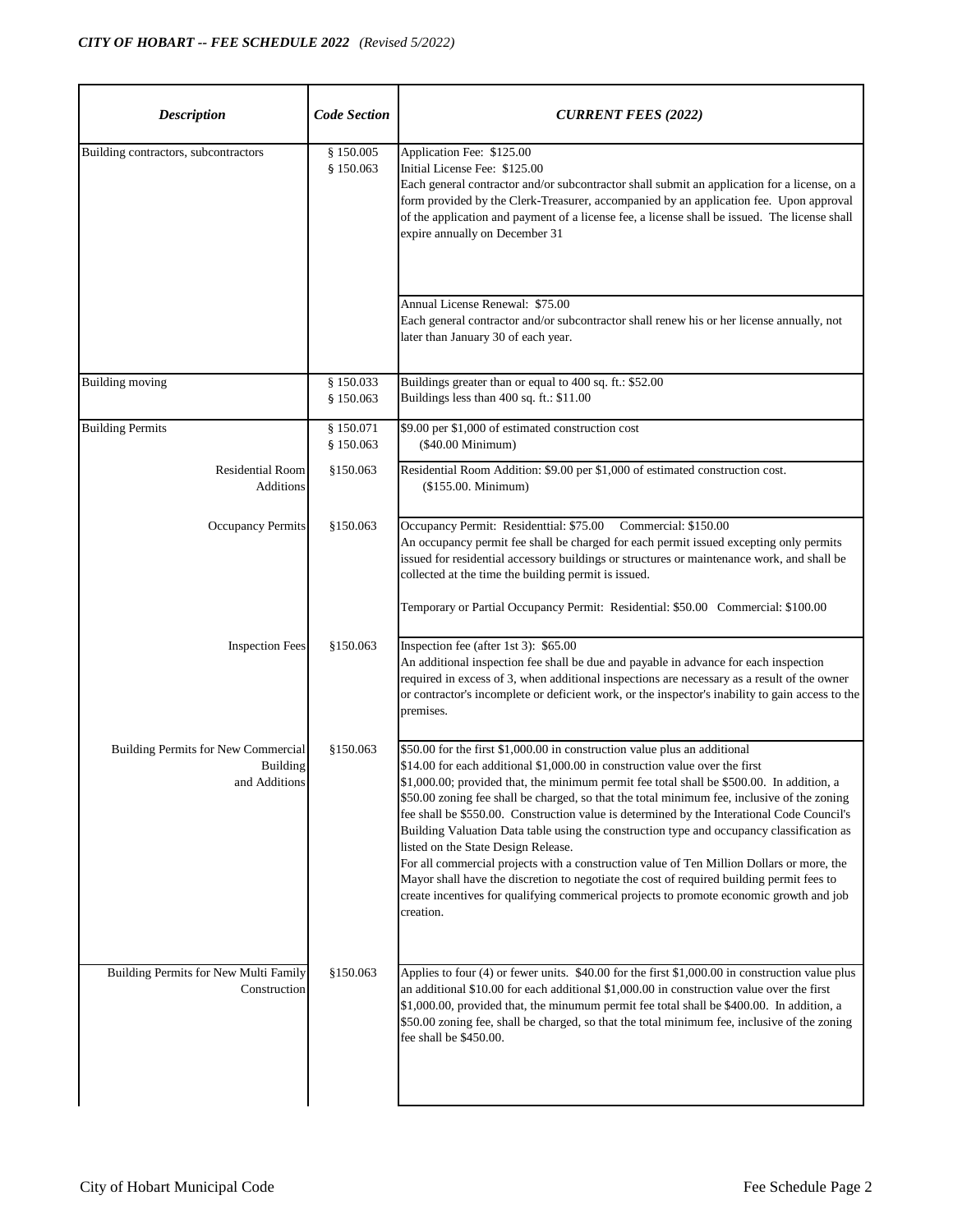| Description | Code Section | CURRENT FEES (2022) |
|---|---|---|
| Building contractors, subcontractors | § 150.005<br>§ 150.063 | Application Fee: $125.00<br>Initial License Fee: $125.00<br>Each general contractor and/or subcontractor shall submit an application for a license, on a form provided by the Clerk-Treasurer, accompanied by an application fee. Upon approval of the application and payment of a license fee, a license shall be issued. The license shall expire annually on December 31 |
| | | Annual License Renewal: $75.00<br>Each general contractor and/or subcontractor shall renew his or her license annually, not later than January 30 of each year. |
| Building moving | § 150.033<br>§ 150.063 | Buildings greater than or equal to 400 sq. ft.: $52.00<br>Buildings less than 400 sq. ft.: $11.00 |
| Building Permits | § 150.071<br>§ 150.063 | $9.00 per $1,000 of estimated construction cost<br>($40.00 Minimum) |
| Residential Room Additions | §150.063 | Residential Room Addition: $9.00 per $1,000 of estimated construction cost.<br>($155.00. Minimum) |
| Occupancy Permits | §150.063 | Occupancy Permit: Residenttial: $75.00 Commercial: $150.00<br>An occupancy permit fee shall be charged for each permit issued excepting only permits issued for residential accessory buildings or structures or maintenance work, and shall be collected at the time the building permit is issued.<br><br>Temporary or Partial Occupancy Permit: Residential: $50.00 Commercial: $100.00 |
| Inspection Fees | §150.063 | Inspection fee (after 1st 3): $65.00<br>An additional inspection fee shall be due and payable in advance for each inspection required in excess of 3, when additional inspections are necessary as a result of the owner or contractor's incomplete or deficient work, or the inspector's inability to gain access to the premises. |
| Building Permits for New Commercial Building and Additions | §150.063 | $50.00 for the first $1,000.00 in construction value plus an additional $14.00 for each additional $1,000.00 in construction value over the first $1,000.00; provided that, the minimum permit fee total shall be $500.00. In addition, a $50.00 zoning fee shall be charged, so that the total minimum fee, inclusive of the zoning fee shall be $550.00. Construction value is determined by the Interational Code Council's Building Valuation Data table using the construction type and occupancy classification as listed on the State Design Release.<br>For all commercial projects with a construction value of Ten Million Dollars or more, the Mayor shall have the discretion to negotiate the cost of required building permit fees to create incentives for qualifying commerical projects to promote economic growth and job creation. |
| Building Permits for New Multi Family Construction | §150.063 | Applies to four (4) or fewer units. $40.00 for the first $1,000.00 in construction value plus an additional $10.00 for each additional $1,000.00 in construction value over the first $1,000.00, provided that, the minumum permit fee total shall be $400.00. In addition, a $50.00 zoning fee, shall be charged, so that the total minimum fee, inclusive of the zoning fee shall be $450.00. |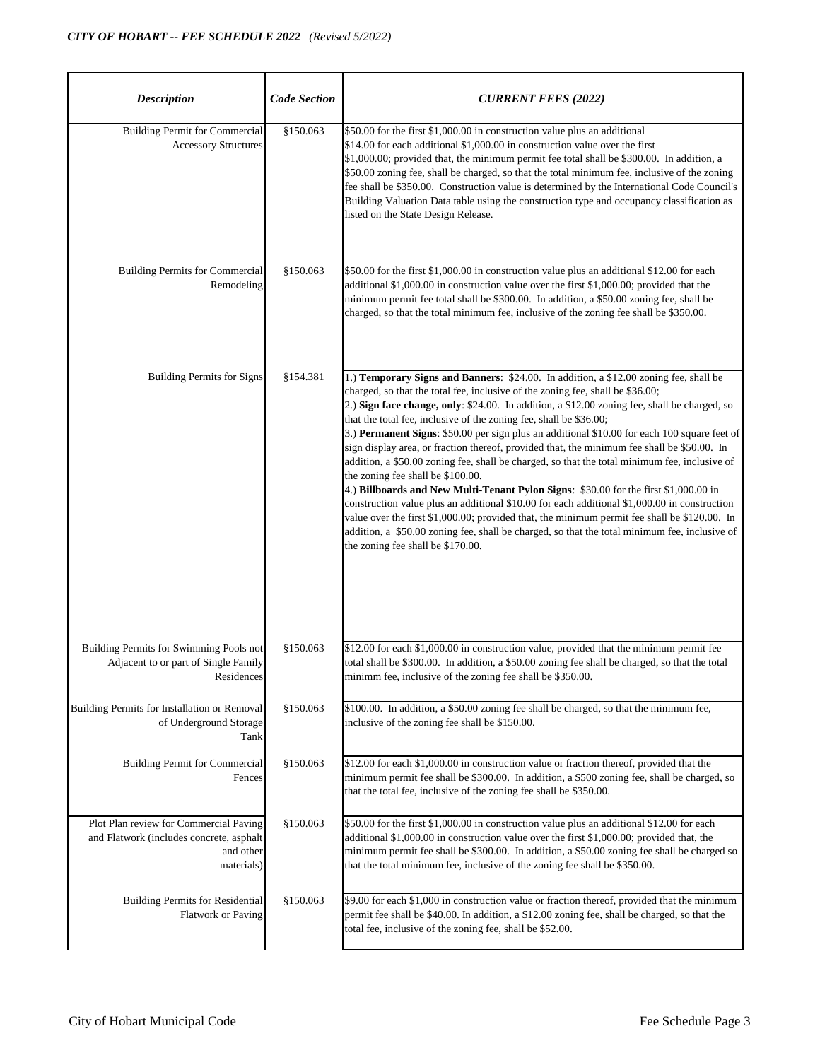| *Description* | *Code Section* | *CURRENT FEES (2022)* |
|---|---|---|
| Building Permit for Commercial Accessory Structures | §150.063 | $50.00 for the first $1,000.00 in construction value plus an additional $14.00 for each additional $1,000.00 in construction value over the first $1,000.00; provided that, the minimum permit fee total shall be $300.00. In addition, a $50.00 zoning fee, shall be charged, so that the total minimum fee, inclusive of the zoning fee shall be $350.00. Construction value is determined by the International Code Council's Building Valuation Data table using the construction type and occupancy classification as listed on the State Design Release. |
| Building Permits for Commercial Remodeling | §150.063 | $50.00 for the first $1,000.00 in construction value plus an additional $12.00 for each additional $1,000.00 in construction value over the first $1,000.00; provided that the minimum permit fee total shall be $300.00. In addition, a $50.00 zoning fee, shall be charged, so that the total minimum fee, inclusive of the zoning fee shall be $350.00. |
| Building Permits for Signs | §154.381 | 1.) **Temporary Signs and Banners**: $24.00. In addition, a $12.00 zoning fee, shall be charged, so that the total fee, inclusive of the zoning fee, shall be $36.00; 2.) **Sign face change, only**: $24.00. In addition, a $12.00 zoning fee, shall be charged, so that the total fee, inclusive of the zoning fee, shall be $36.00; 3.) **Permanent Signs**: $50.00 per sign plus an additional $10.00 for each 100 square feet of sign display area, or fraction thereof, provided that, the minimum fee shall be $50.00. In addition, a $50.00 zoning fee, shall be charged, so that the total minimum fee, inclusive of the zoning fee shall be $100.00. 4.) **Billboards and New Multi-Tenant Pylon Signs**: $30.00 for the first $1,000.00 in construction value plus an additional $10.00 for each additional $1,000.00 in construction value over the first $1,000.00; provided that, the minimum permit fee shall be $120.00. In addition, a $50.00 zoning fee, shall be charged, so that the total minimum fee, inclusive of the zoning fee shall be $170.00. |
| Building Permits for Swimming Pools not Adjacent to or part of Single Family Residences | §150.063 | $12.00 for each $1,000.00 in construction value, provided that the minimum permit fee total shall be $300.00. In addition, a $50.00 zoning fee shall be charged, so that the total minimm fee, inclusive of the zoning fee shall be $350.00. |
| Building Permits for Installation or Removal of Underground Storage Tank | §150.063 | $100.00. In addition, a $50.00 zoning fee shall be charged, so that the minimum fee, inclusive of the zoning fee shall be $150.00. |
| Building Permit for Commercial Fences | §150.063 | $12.00 for each $1,000.00 in construction value or fraction thereof, provided that the minimum permit fee shall be $300.00. In addition, a $500 zoning fee, shall be charged, so that the total fee, inclusive of the zoning fee shall be $350.00. |
| Plot Plan review for Commercial Paving and Flatwork (includes concrete, asphalt and other materials) | §150.063 | $50.00 for the first $1,000.00 in construction value plus an additional $12.00 for each additional $1,000.00 in construction value over the first $1,000.00; provided that, the minimum permit fee shall be $300.00. In addition, a $50.00 zoning fee shall be charged so that the total minimum fee, inclusive of the zoning fee shall be $350.00. |
| Building Permits for Residential Flatwork or Paving | §150.063 | $9.00 for each $1,000 in construction value or fraction thereof, provided that the minimum permit fee shall be $40.00. In addition, a $12.00 zoning fee, shall be charged, so that the total fee, inclusive of the zoning fee, shall be $52.00. |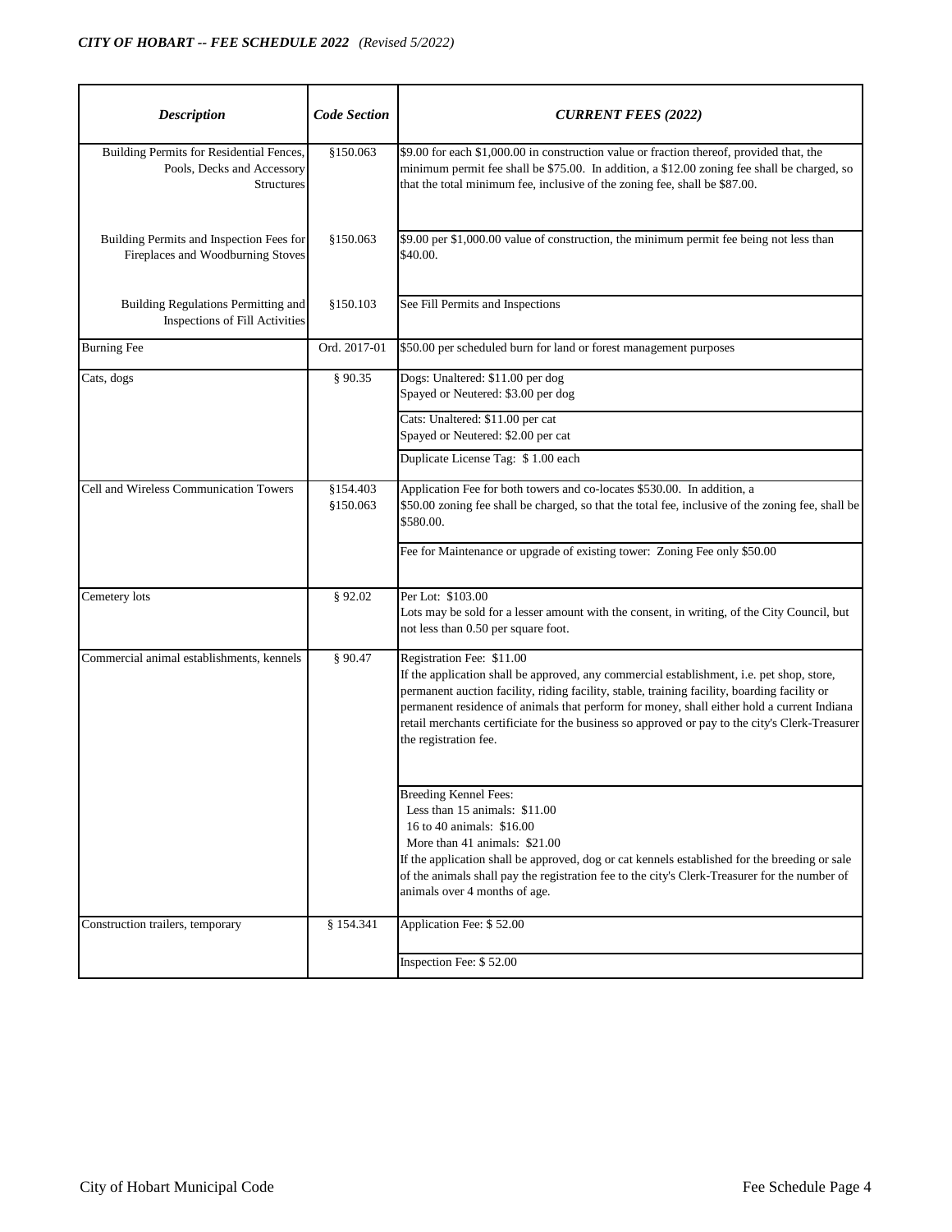| *Description* | *Code Section* | *CURRENT FEES (2022)* |
|---|---|---|
| Building Permits for Residential Fences, Pools, Decks and Accessory Structures | §150.063 | $9.00 for each $1,000.00 in construction value or fraction thereof, provided that, the minimum permit fee shall be $75.00. In addition, a $12.00 zoning fee shall be charged, so that the total minimum fee, inclusive of the zoning fee, shall be $87.00. |
| Building Permits and Inspection Fees for Fireplaces and Woodburning Stoves | §150.063 | $9.00 per $1,000.00 value of construction, the minimum permit fee being not less than $40.00. |
| Building Regulations Permitting and Inspections of Fill Activities | §150.103 | See Fill Permits and Inspections |
| Burning Fee | Ord. 2017-01 | $50.00 per scheduled burn for land or forest management purposes |
| Cats, dogs | § 90.35 | Dogs: Unaltered: $11.00 per dog<br>Spayed or Neutered: $3.00 per dog |
| | | Cats: Unaltered: $11.00 per cat<br>Spayed or Neutered: $2.00 per cat |
| | | Duplicate License Tag: $ 1.00 each |
| Cell and Wireless Communication Towers | §154.403<br>§150.063 | Application Fee for both towers and co-locates $530.00. In addition, a $50.00 zoning fee shall be charged, so that the total fee, inclusive of the zoning fee, shall be $580.00. |
| | | Fee for Maintenance or upgrade of existing tower: Zoning Fee only $50.00 |
| Cemetery lots | § 92.02 | Per Lot: $103.00<br>Lots may be sold for a lesser amount with the consent, in writing, of the City Council, but not less than 0.50 per square foot. |
| Commercial animal establishments, kennels | § 90.47 | Registration Fee: $11.00<br>If the application shall be approved, any commercial establishment, i.e. pet shop, store, permanent auction facility, riding facility, stable, training facility, boarding facility or permanent residence of animals that perform for money, shall either hold a current Indiana retail merchants certificiate for the business so approved or pay to the city's Clerk-Treasurer the registration fee. |
| | | Breeding Kennel Fees:<br>Less than 15 animals: $11.00<br>16 to 40 animals: $16.00<br>More than 41 animals: $21.00<br>If the application shall be approved, dog or cat kennels established for the breeding or sale of the animals shall pay the registration fee to the city's Clerk-Treasurer for the number of animals over 4 months of age. |
| Construction trailers, temporary | § 154.341 | Application Fee: $ 52.00 |
| | | Inspection Fee: $ 52.00 |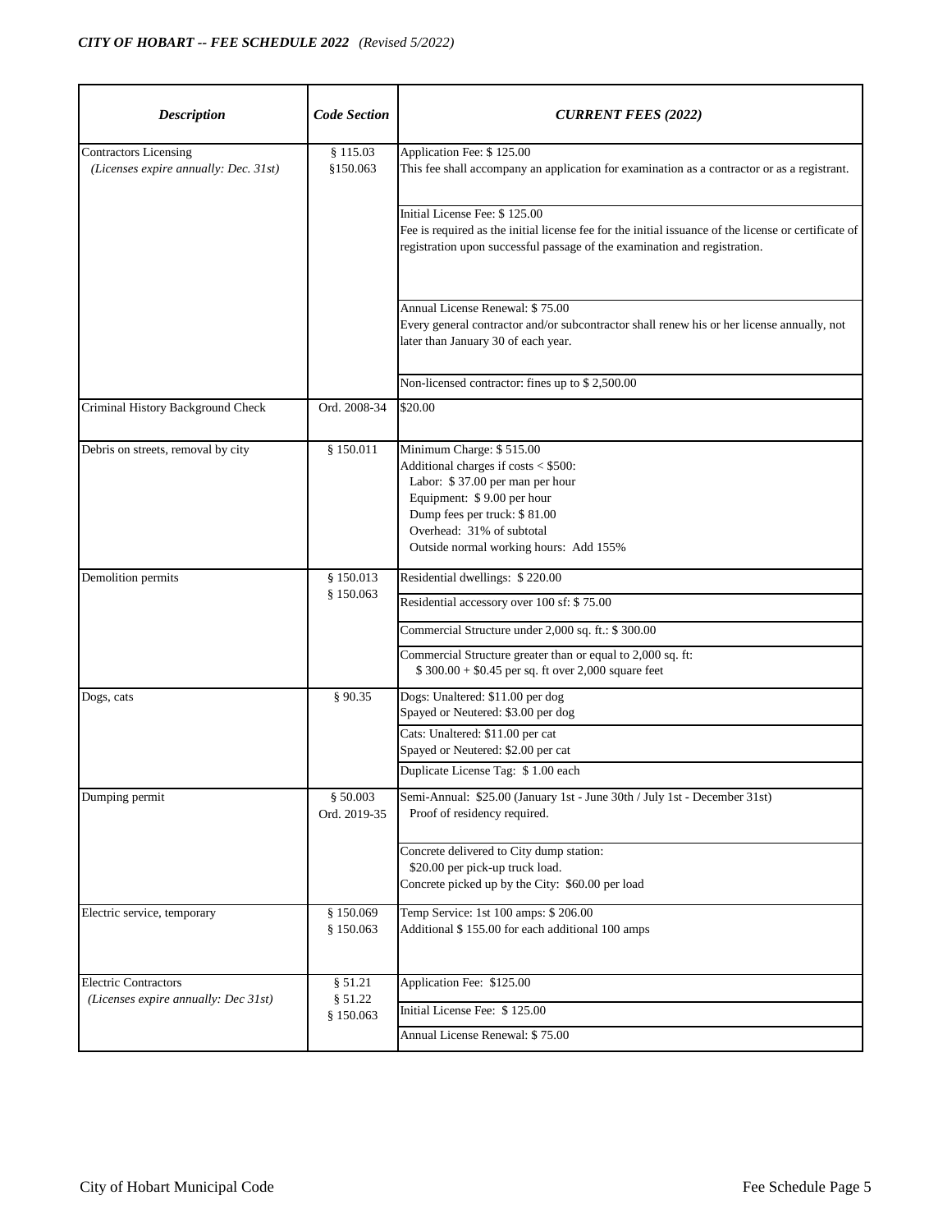| *Description* | *Code Section* | *CURRENT FEES (2022)* |
|---|---|---|
| Contractors Licensing<br>*(Licenses expire annually: Dec. 31st)* | § 115.03<br>§150.063 | Application Fee: $ 125.00<br>This fee shall accompany an application for examination as a contractor or as a registrant. |
| | | Initial License Fee: $ 125.00<br>Fee is required as the initial license fee for the initial issuance of the license or certificate of registration upon successful passage of the examination and registration. |
| | | Annual License Renewal: $ 75.00<br>Every general contractor and/or subcontractor shall renew his or her license annually, not later than January 30 of each year. |
| | | Non-licensed contractor: fines up to $ 2,500.00 |
| Criminal History Background Check | Ord. 2008-34 | $20.00 |
| Debris on streets, removal by city | § 150.011 | Minimum Charge: $ 515.00<br>Additional charges if costs < $500:<br>Labor: $ 37.00 per man per hour<br>Equipment: $ 9.00 per hour<br>Dump fees per truck: $ 81.00<br>Overhead: 31% of subtotal<br>Outside normal working hours: Add 155% |
| Demolition permits | § 150.013<br>§ 150.063 | Residential dwellings: $ 220.00 |
| | | Residential accessory over 100 sf: $ 75.00 |
| | | Commercial Structure under 2,000 sq. ft.: $ 300.00 |
| | | Commercial Structure greater than or equal to 2,000 sq. ft:<br>$ 300.00 + $0.45 per sq. ft over 2,000 square feet |
| Dogs, cats | § 90.35 | Dogs: Unaltered: $11.00 per dog<br>Spayed or Neutered: $3.00 per dog |
| | | Cats: Unaltered: $11.00 per cat<br>Spayed or Neutered: $2.00 per cat |
| | | Duplicate License Tag: $ 1.00 each |
| Dumping permit | § 50.003<br>Ord. 2019-35 | Semi-Annual: $25.00 (January 1st - June 30th / July 1st - December 31st)<br>Proof of residency required. |
| | | Concrete delivered to City dump station:<br>$20.00 per pick-up truck load.<br>Concrete picked up by the City: $60.00 per load |
| Electric service, temporary | § 150.069<br>§ 150.063 | Temp Service: 1st 100 amps: $ 206.00<br>Additional $ 155.00 for each additional 100 amps |
| Electric Contractors<br>*(Licenses expire annually: Dec 31st)* | § 51.21<br>§ 51.22<br>§ 150.063 | Application Fee: $125.00 |
| | | Initial License Fee: $ 125.00 |
| | | Annual License Renewal: $ 75.00 |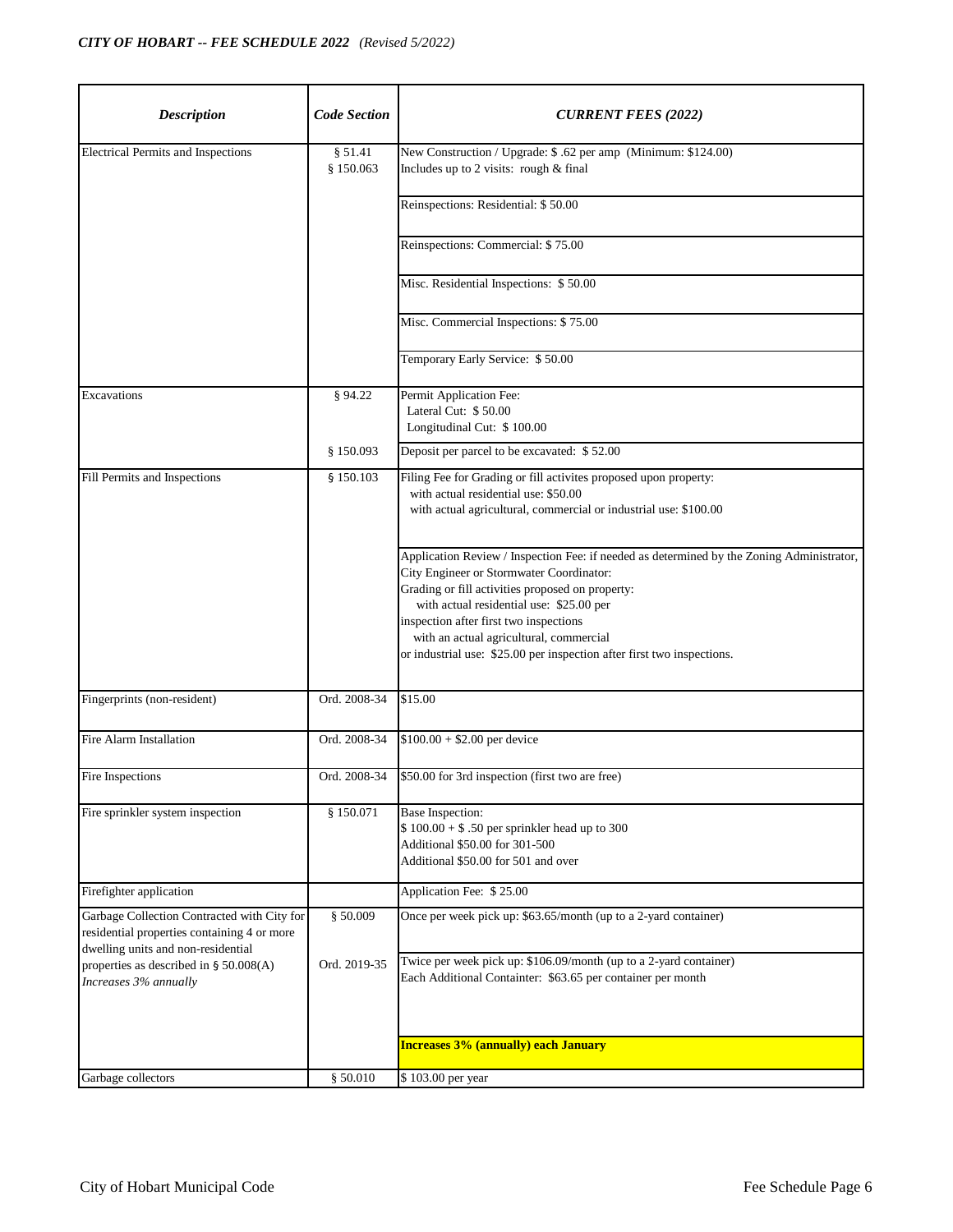| *Description* | *Code Section* | *CURRENT FEES (2022)* |
|---|---|---|
| Electrical Permits and Inspections | § 51.41<br>§ 150.063 | New Construction / Upgrade: $ .62 per amp (Minimum: $124.00)<br>Includes up to 2 visits: rough & final |
| | | Reinspections: Residential: $ 50.00 |
| | | Reinspections: Commercial: $ 75.00 |
| | | Misc. Residential Inspections: $ 50.00 |
| | | Misc. Commercial Inspections: $ 75.00 |
| | | Temporary Early Service: $ 50.00 |
| Excavations | § 94.22 | Permit Application Fee:<br>Lateral Cut: $ 50.00<br>Longitudinal Cut: $ 100.00 |
| | § 150.093 | Deposit per parcel to be excavated: $ 52.00 |
| Fill Permits and Inspections | § 150.103 | Filing Fee for Grading or fill activites proposed upon property:<br>with actual residential use: $50.00<br>with actual agricultural, commercial or industrial use: $100.00 |
| | | Application Review / Inspection Fee: if needed as determined by the Zoning Administrator, City Engineer or Stormwater Coordinator:<br>Grading or fill activities proposed on property:<br>with actual residential use: $25.00 per inspection after first two inspections<br>with an actual agricultural, commercial or industrial use: $25.00 per inspection after first two inspections. |
| Fingerprints (non-resident) | Ord. 2008-34 | $15.00 |
| Fire Alarm Installation | Ord. 2008-34 | $100.00 + $2.00 per device |
| Fire Inspections | Ord. 2008-34 | $50.00 for 3rd inspection (first two are free) |
| Fire sprinkler system inspection | § 150.071 | Base Inspection:<br>$ 100.00 + $ .50 per sprinkler head up to 300<br>Additional $50.00 for 301-500<br>Additional $50.00 for 501 and over |
| Firefighter application | | Application Fee: $ 25.00 |
| Garbage Collection Contracted with City for residential properties containing 4 or more dwelling units and non-residential properties as described in § 50.008(A)<br>*Increases 3% annually* | § 50.009 | Once per week pick up: $63.65/month (up to a 2-yard container) |
| | Ord. 2019-35 | Twice per week pick up: $106.09/month (up to a 2-yard container)<br>Each Additional Containter: $63.65 per container per month |
| | | **Increases 3% (annually) each January** |
| Garbage collectors | § 50.010 | $ 103.00 per year |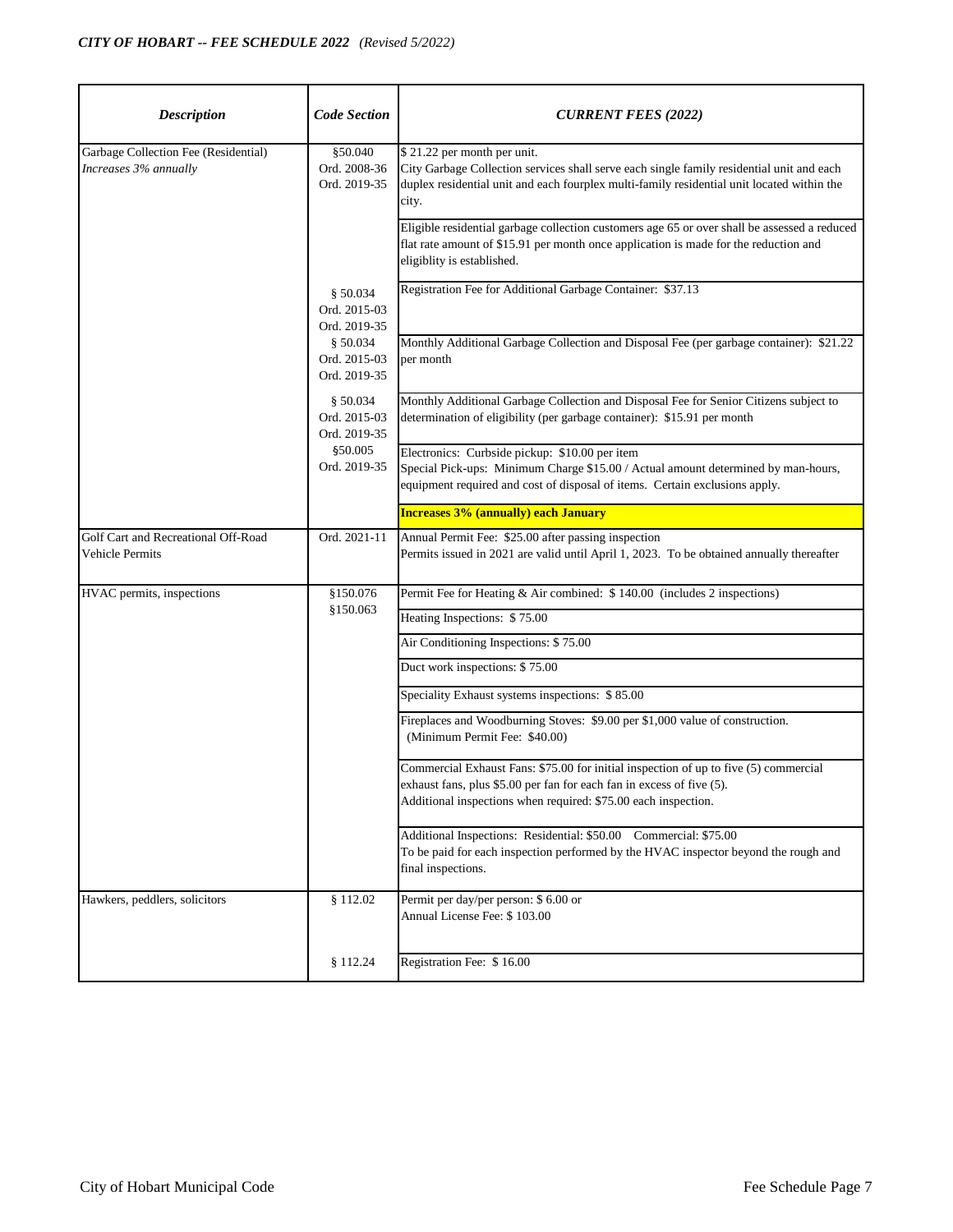| *Description* | *Code Section* | *CURRENT FEES (2022)* |
|---|---|---|
| Garbage Collection Fee (Residential)<br>*Increases 3% annually* | §50.040<br>Ord. 2008-36<br>Ord. 2019-35 | $ 21.22 per month per unit.<br>City Garbage Collection services shall serve each single family residential unit and each duplex residential unit and each fourplex multi-family residential unit located within the city. |
| | | Eligible residential garbage collection customers age 65 or over shall be assessed a reduced flat rate amount of $15.91 per month once application is made for the reduction and eligiblity is established. |
| | § 50.034<br>Ord. 2015-03<br>Ord. 2019-35 | Registration Fee for Additional Garbage Container: $37.13 |
| | § 50.034<br>Ord. 2015-03<br>Ord. 2019-35 | Monthly Additional Garbage Collection and Disposal Fee (per garbage container): $21.22 per month |
| | § 50.034<br>Ord. 2015-03<br>Ord. 2019-35 | Monthly Additional Garbage Collection and Disposal Fee for Senior Citizens subject to determination of eligibility (per garbage container): $15.91 per month |
| | §50.005<br>Ord. 2019-35 | Electronics: Curbside pickup: $10.00 per item<br>Special Pick-ups: Minimum Charge $15.00 / Actual amount determined by man-hours, equipment required and cost of disposal of items. Certain exclusions apply. |
| | | **Increases 3% (annually) each January** |
| Golf Cart and Recreational Off-Road Vehicle Permits | Ord. 2021-11 | Annual Permit Fee: $25.00 after passing inspection<br>Permits issued in 2021 are valid until April 1, 2023. To be obtained annually thereafter |
| HVAC permits, inspections | §150.076<br>§150.063 | Permit Fee for Heating & Air combined: $ 140.00 (includes 2 inspections) |
| | | Heating Inspections: $ 75.00 |
| | | Air Conditioning Inspections: $ 75.00 |
| | | Duct work inspections: $ 75.00 |
| | | Speciality Exhaust systems inspections: $ 85.00 |
| | | Fireplaces and Woodburning Stoves: $9.00 per $1,000 value of construction.<br>(Minimum Permit Fee: $40.00) |
| | | Commercial Exhaust Fans: $75.00 for initial inspection of up to five (5) commercial exhaust fans, plus $5.00 per fan for each fan in excess of five (5).<br>Additional inspections when required: $75.00 each inspection. |
| | | Additional Inspections: Residential: $50.00 Commercial: $75.00<br>To be paid for each inspection performed by the HVAC inspector beyond the rough and final inspections. |
| Hawkers, peddlers, solicitors | § 112.02 | Permit per day/per person: $ 6.00 or<br>Annual License Fee: $ 103.00 |
| | § 112.24 | Registration Fee: $ 16.00 |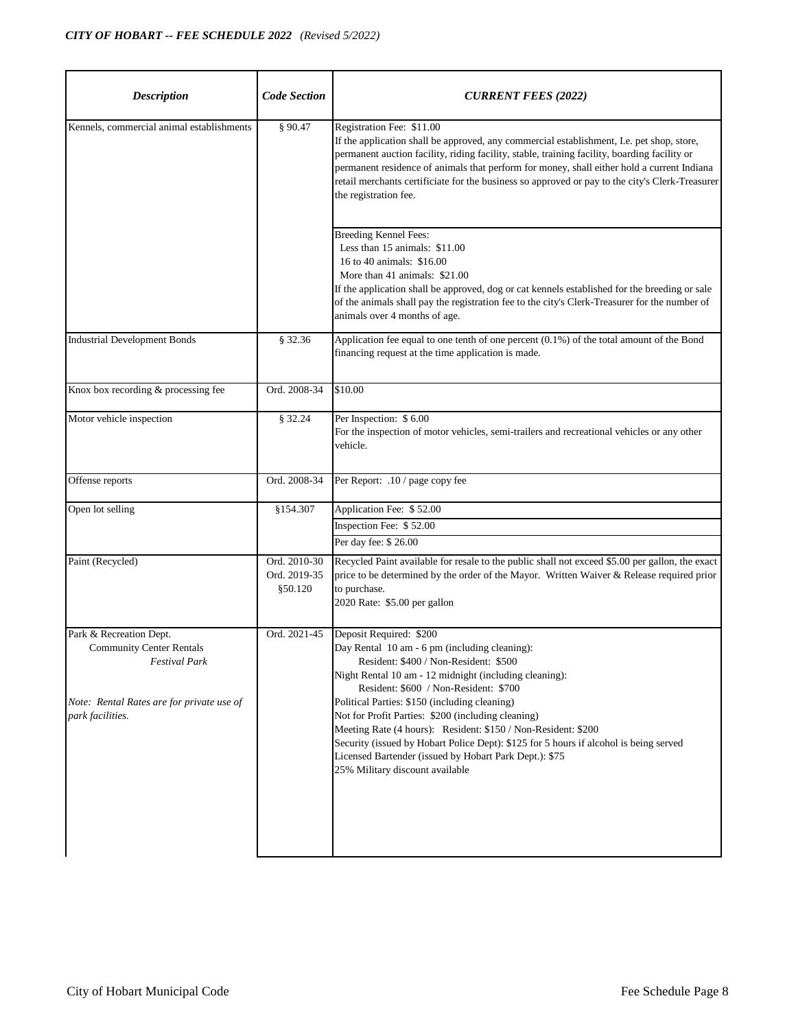*CITY OF HOBART -- FEE SCHEDULE 2022 (Revised 5/2022)*

| *Description* | *Code Section* | *CURRENT FEES (2022)* |
|---|---|---|
| Kennels, commercial animal establishments | § 90.47 | Registration Fee: $11.00<br>If the application shall be approved, any commercial establishment, I.e. pet shop, store, permanent auction facility, riding facility, stable, training facility, boarding facility or permanent residence of animals that perform for money, shall either hold a current Indiana retail merchants certificiate for the business so approved or pay to the city's Clerk-Treasurer the registration fee. |
| | | Breeding Kennel Fees:<br>Less than 15 animals: $11.00<br>16 to 40 animals: $16.00<br>More than 41 animals: $21.00<br>If the application shall be approved, dog or cat kennels established for the breeding or sale of the animals shall pay the registration fee to the city's Clerk-Treasurer for the number of animals over 4 months of age. |
| Industrial Development Bonds | § 32.36 | Application fee equal to one tenth of one percent (0.1%) of the total amount of the Bond financing request at the time application is made. |
| Knox box recording & processing fee | Ord. 2008-34 | $10.00 |
| Motor vehicle inspection | § 32.24 | Per Inspection: $ 6.00<br>For the inspection of motor vehicles, semi-trailers and recreational vehicles or any other vehicle. |
| Offense reports | Ord. 2008-34 | Per Report: .10 / page copy fee |
| Open lot selling | §154.307 | Application Fee: $ 52.00 |
| | | Inspection Fee: $ 52.00 |
| | | Per day fee: $ 26.00 |
| Paint (Recycled) | Ord. 2010-30<br>Ord. 2019-35<br>§50.120 | Recycled Paint available for resale to the public shall not exceed $5.00 per gallon, the exact price to be determined by the order of the Mayor. Written Waiver & Release required prior to purchase.<br>2020 Rate: $5.00 per gallon |
| Park & Recreation Dept.<br>Community Center Rentals<br>*Festival Park*<br><br>*Note: Rental Rates are for private use of park facilities.* | Ord. 2021-45 | Deposit Required: $200<br>Day Rental 10 am - 6 pm (including cleaning):<br>Resident: $400 / Non-Resident: $500<br>Night Rental 10 am - 12 midnight (including cleaning):<br>Resident: $600 / Non-Resident: $700<br>Political Parties: $150 (including cleaning)<br>Not for Profit Parties: $200 (including cleaning)<br>Meeting Rate (4 hours): Resident: $150 / Non-Resident: $200<br>Security (issued by Hobart Police Dept): $125 for 5 hours if alcohol is being served<br>Licensed Bartender (issued by Hobart Park Dept.): $75<br>25% Military discount available |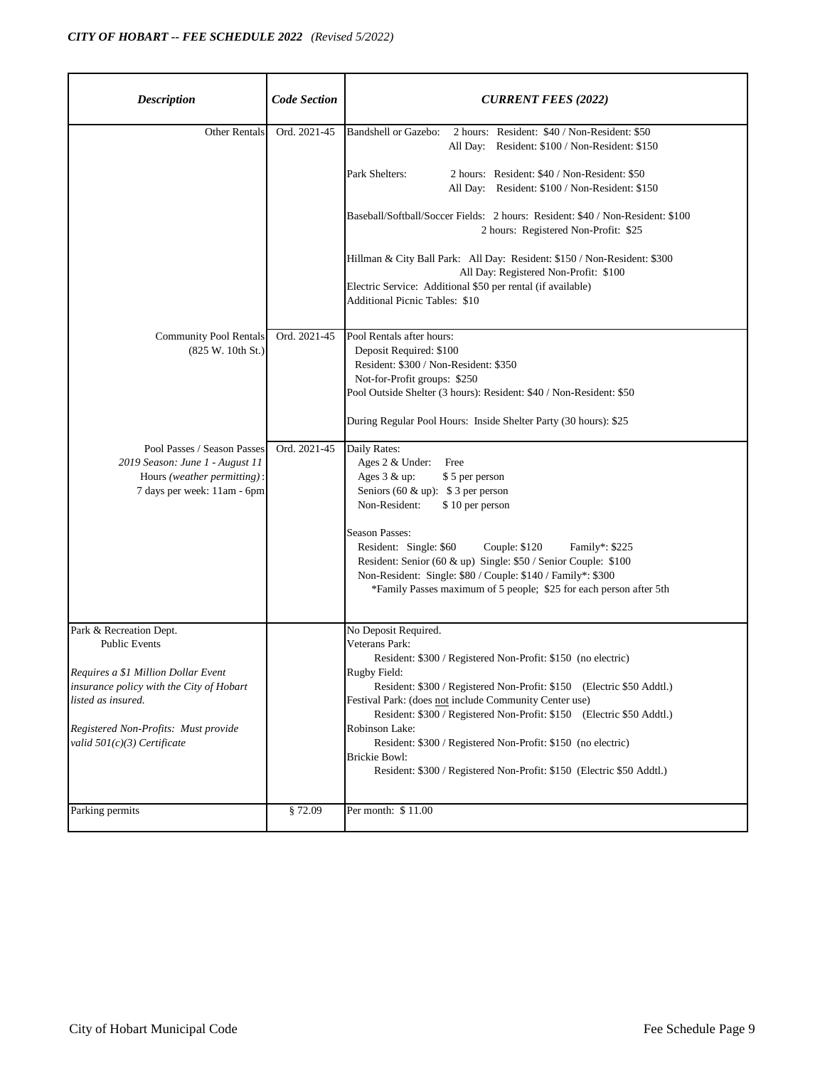| *Description* | *Code Section* | *CURRENT FEES (2022)* |
|---|---|---|
| Other Rentals | Ord. 2021-45 | Bandshell or Gazebo: 2 hours: Resident: $40 / Non-Resident: $50<br>All Day: Resident: $100 / Non-Resident: $150<br><br>Park Shelters: 2 hours: Resident: $40 / Non-Resident: $50<br>All Day: Resident: $100 / Non-Resident: $150<br><br>Baseball/Softball/Soccer Fields: 2 hours: Resident: $40 / Non-Resident: $100<br>2 hours: Registered Non-Profit: $25<br><br>Hillman & City Ball Park: All Day: Resident: $150 / Non-Resident: $300<br>All Day: Registered Non-Profit: $100<br>Electric Service: Additional $50 per rental (if available)<br>Additional Picnic Tables: $10 |
| Community Pool Rentals<br>(825 W. 10th St.) | Ord. 2021-45 | Pool Rentals after hours:<br>Deposit Required: $100<br>Resident: $300 / Non-Resident: $350<br>Not-for-Profit groups: $250<br>Pool Outside Shelter (3 hours): Resident: $40 / Non-Resident: $50<br><br>During Regular Pool Hours: Inside Shelter Party (30 hours): $25 |
| Pool Passes / Season Passes<br>*2019 Season: June 1 - August 11*<br>Hours *(weather permitting)*:<br>7 days per week: 11am - 6pm | Ord. 2021-45 | Daily Rates:<br>Ages 2 & Under: Free<br>Ages 3 & up: $ 5 per person<br>Seniors (60 & up): $ 3 per person<br>Non-Resident: $ 10 per person<br><br>Season Passes:<br>Resident: Single: $60 Couple: $120 Family*: $225<br>Resident: Senior (60 & up) Single: $50 / Senior Couple: $100<br>Non-Resident: Single: $80 / Couple: $140 / Family*: $300<br>*Family Passes maximum of 5 people; $25 for each person after 5th |
| Park & Recreation Dept.<br>Public Events<br><br>*Requires a $1 Million Dollar Event insurance policy with the City of Hobart listed as insured.*<br><br>*Registered Non-Profits: Must provide valid 501(c)(3) Certificate* | | No Deposit Required.<br>Veterans Park:<br>Resident: $300 / Registered Non-Profit: $150 (no electric)<br>Rugby Field:<br>Resident: $300 / Registered Non-Profit: $150 (Electric $50 Addtl.)<br>Festival Park: (does <u>not</u> include Community Center use)<br>Resident: $300 / Registered Non-Profit: $150 (Electric $50 Addtl.)<br>Robinson Lake:<br>Resident: $300 / Registered Non-Profit: $150 (no electric)<br>Brickie Bowl:<br>Resident: $300 / Registered Non-Profit: $150 (Electric $50 Addtl.) |
| Parking permits | § 72.09 | Per month: $ 11.00 |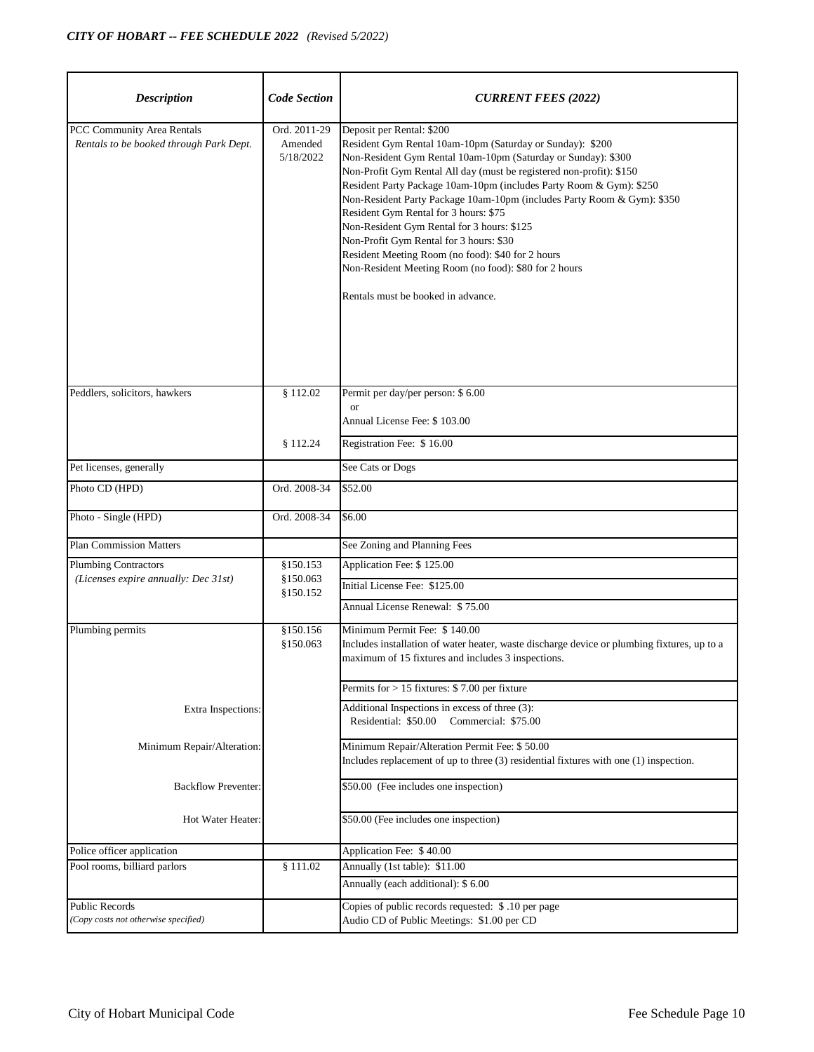*CITY OF HOBART -- FEE SCHEDULE 2022 (Revised 5/2022)*

| *Description* | *Code Section* | *CURRENT FEES (2022)* |
|---|---|---|
| PCC Community Area Rentals<br>*Rentals to be booked through Park Dept.* | Ord. 2011-29<br>Amended<br>5/18/2022 | Deposit per Rental: $200<br>Resident Gym Rental 10am-10pm (Saturday or Sunday): $200<br>Non-Resident Gym Rental 10am-10pm (Saturday or Sunday): $300<br>Non-Profit Gym Rental All day (must be registered non-profit): $150<br>Resident Party Package 10am-10pm (includes Party Room & Gym): $250<br>Non-Resident Party Package 10am-10pm (includes Party Room & Gym): $350<br>Resident Gym Rental for 3 hours: $75<br>Non-Resident Gym Rental for 3 hours: $125<br>Non-Profit Gym Rental for 3 hours: $30<br>Resident Meeting Room (no food): $40 for 2 hours<br>Non-Resident Meeting Room (no food): $80 for 2 hours<br><br>Rentals must be booked in advance. |
| Peddlers, solicitors, hawkers | § 112.02 | Permit per day/per person: $ 6.00<br>or<br>Annual License Fee: $ 103.00 |
| | § 112.24 | Registration Fee: $ 16.00 |
| Pet licenses, generally | | See Cats or Dogs |
| Photo CD (HPD) | Ord. 2008-34 | $52.00 |
| Photo - Single (HPD) | Ord. 2008-34 | $6.00 |
| Plan Commission Matters | | See Zoning and Planning Fees |
| Plumbing Contractors<br>*(Licenses expire annually: Dec 31st)* | §150.153<br>§150.063<br>§150.152 | Application Fee: $ 125.00 |
| | | Initial License Fee: $125.00 |
| | | Annual License Renewal: $ 75.00 |
| Plumbing permits | §150.156<br>§150.063 | Minimum Permit Fee: $ 140.00<br>Includes installation of water heater, waste discharge device or plumbing fixtures, up to a maximum of 15 fixtures and includes 3 inspections. |
| | | Permits for > 15 fixtures: $ 7.00 per fixture |
| Extra Inspections: | | Additional Inspections in excess of three (3):<br>Residential: $50.00 Commercial: $75.00 |
| Minimum Repair/Alteration: | | Minimum Repair/Alteration Permit Fee: $ 50.00<br>Includes replacement of up to three (3) residential fixtures with one (1) inspection. |
| Backflow Preventer: | | $50.00 (Fee includes one inspection) |
| Hot Water Heater: | | $50.00 (Fee includes one inspection) |
| Police officer application | | Application Fee: $ 40.00 |
| Pool rooms, billiard parlors | § 111.02 | Annually (1st table): $11.00 |
| | | Annually (each additional): $ 6.00 |
| Public Records<br>*(Copy costs not otherwise specified)* | | Copies of public records requested: $ .10 per page<br>Audio CD of Public Meetings: $1.00 per CD |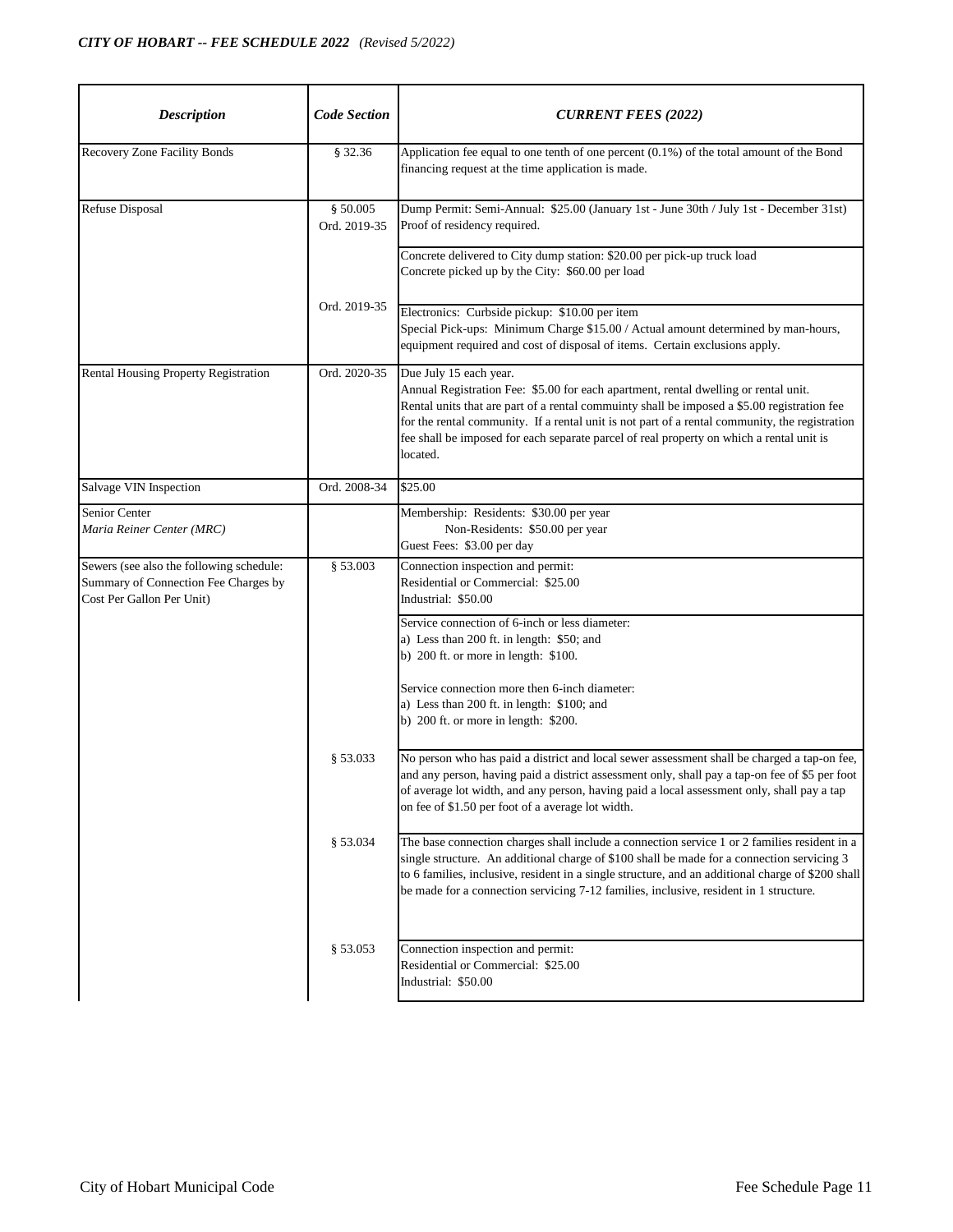| *Description* | *Code Section* | *CURRENT FEES (2022)* |
|---|---|---|
| Recovery Zone Facility Bonds | § 32.36 | Application fee equal to one tenth of one percent (0.1%) of the total amount of the Bond financing request at the time application is made. |
| Refuse Disposal | § 50.005<br>Ord. 2019-35 | Dump Permit: Semi-Annual: $25.00 (January 1st - June 30th / July 1st - December 31st) Proof of residency required. |
| | | Concrete delivered to City dump station: $20.00 per pick-up truck load<br>Concrete picked up by the City: $60.00 per load |
| | Ord. 2019-35 | Electronics: Curbside pickup: $10.00 per item<br>Special Pick-ups: Minimum Charge $15.00 / Actual amount determined by man-hours, equipment required and cost of disposal of items. Certain exclusions apply. |
| Rental Housing Property Registration | Ord. 2020-35 | Due July 15 each year.<br>Annual Registration Fee: $5.00 for each apartment, rental dwelling or rental unit.<br>Rental units that are part of a rental commuinty shall be imposed a $5.00 registration fee for the rental community. If a rental unit is not part of a rental community, the registration fee shall be imposed for each separate parcel of real property on which a rental unit is located. |
| Salvage VIN Inspection | Ord. 2008-34 | $25.00 |
| Senior Center<br>*Maria Reiner Center (MRC)* | | Membership: Residents: $30.00 per year<br>Non-Residents: $50.00 per year<br>Guest Fees: $3.00 per day |
| Sewers (see also the following schedule: Summary of Connection Fee Charges by Cost Per Gallon Per Unit) | § 53.003 | Connection inspection and permit:<br>Residential or Commercial: $25.00<br>Industrial: $50.00 |
| | | Service connection of 6-inch or less diameter:<br>a) Less than 200 ft. in length: $50; and<br>b) 200 ft. or more in length: $100.<br><br>Service connection more then 6-inch diameter:<br>a) Less than 200 ft. in length: $100; and<br>b) 200 ft. or more in length: $200. |
| | § 53.033 | No person who has paid a district and local sewer assessment shall be charged a tap-on fee, and any person, having paid a district assessment only, shall pay a tap-on fee of $5 per foot of average lot width, and any person, having paid a local assessment only, shall pay a tap on fee of $1.50 per foot of a average lot width. |
| | § 53.034 | The base connection charges shall include a connection service 1 or 2 families resident in a single structure. An additional charge of $100 shall be made for a connection servicing 3 to 6 families, inclusive, resident in a single structure, and an additional charge of $200 shall be made for a connection servicing 7-12 families, inclusive, resident in 1 structure. |
| | § 53.053 | Connection inspection and permit:<br>Residential or Commercial: $25.00<br>Industrial: $50.00 |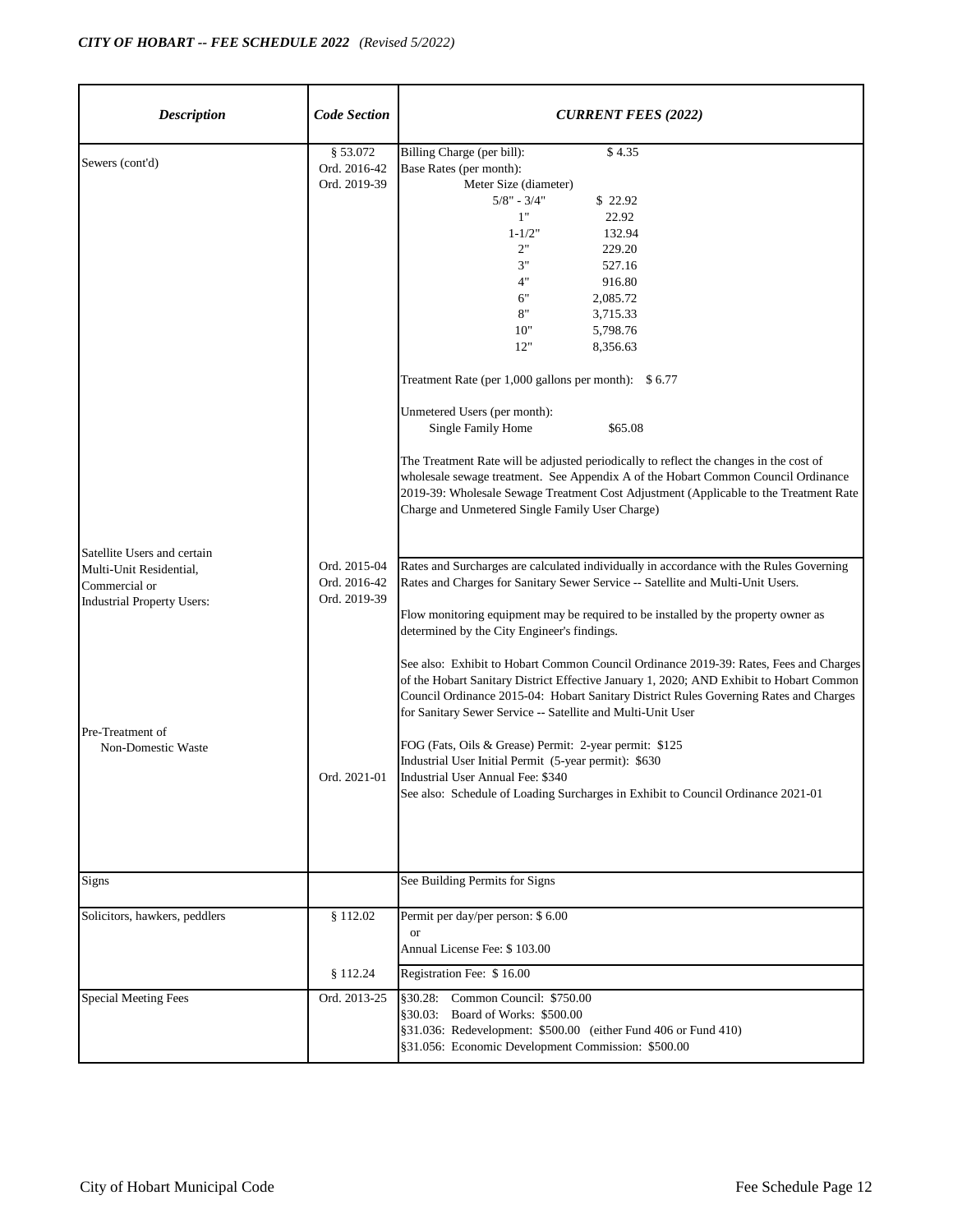*CITY OF HOBART -- FEE SCHEDULE 2022 (Revised 5/2022)*

| *Description* | *Code Section* | *CURRENT FEES (2022)* |
|---|---|---|
| Sewers (cont'd) | § 53.072<br>Ord. 2016-42<br>Ord. 2019-39 | Billing Charge (per bill): $ 4.35<br>Base Rates (per month):<br>Meter Size (diameter)<br>5/8" - 3/4" $ 22.92<br>1" 22.92<br>1-1/2" 132.94<br>2" 229.20<br>3" 527.16<br>4" 916.80<br>6" 2,085.72<br>8" 3,715.33<br>10" 5,798.76<br>12" 8,356.63<br><br>Treatment Rate (per 1,000 gallons per month): $ 6.77<br><br>Unmetered Users (per month):<br>Single Family Home $65.08<br><br>The Treatment Rate will be adjusted periodically to reflect the changes in the cost of wholesale sewage treatment. See Appendix A of the Hobart Common Council Ordinance 2019-39: Wholesale Sewage Treatment Cost Adjustment (Applicable to the Treatment Rate Charge and Unmetered Single Family User Charge) |
| Satellite Users and certain Multi-Unit Residential, Commercial or Industrial Property Users: | Ord. 2015-04<br>Ord. 2016-42<br>Ord. 2019-39 | Rates and Surcharges are calculated individually in accordance with the Rules Governing Rates and Charges for Sanitary Sewer Service -- Satellite and Multi-Unit Users.<br><br>Flow monitoring equipment may be required to be installed by the property owner as determined by the City Engineer's findings.<br><br>See also: Exhibit to Hobart Common Council Ordinance 2019-39: Rates, Fees and Charges of the Hobart Sanitary District Effective January 1, 2020; AND Exhibit to Hobart Common Council Ordinance 2015-04: Hobart Sanitary District Rules Governing Rates and Charges for Sanitary Sewer Service -- Satellite and Multi-Unit User |
| Pre-Treatment of Non-Domestic Waste | Ord. 2021-01 | FOG (Fats, Oils & Grease) Permit: 2-year permit: $125<br>Industrial User Initial Permit (5-year permit): $630<br>Industrial User Annual Fee: $340<br>See also: Schedule of Loading Surcharges in Exhibit to Council Ordinance 2021-01 |
| Signs | | See Building Permits for Signs |
| Solicitors, hawkers, peddlers | § 112.02 | Permit per day/per person: $ 6.00<br>or<br>Annual License Fee: $ 103.00 |
| | § 112.24 | Registration Fee: $ 16.00 |
| Special Meeting Fees | Ord. 2013-25 | §30.28: Common Council: $750.00<br>§30.03: Board of Works: $500.00<br>§31.036: Redevelopment: $500.00 (either Fund 406 or Fund 410)<br>§31.056: Economic Development Commission: $500.00 |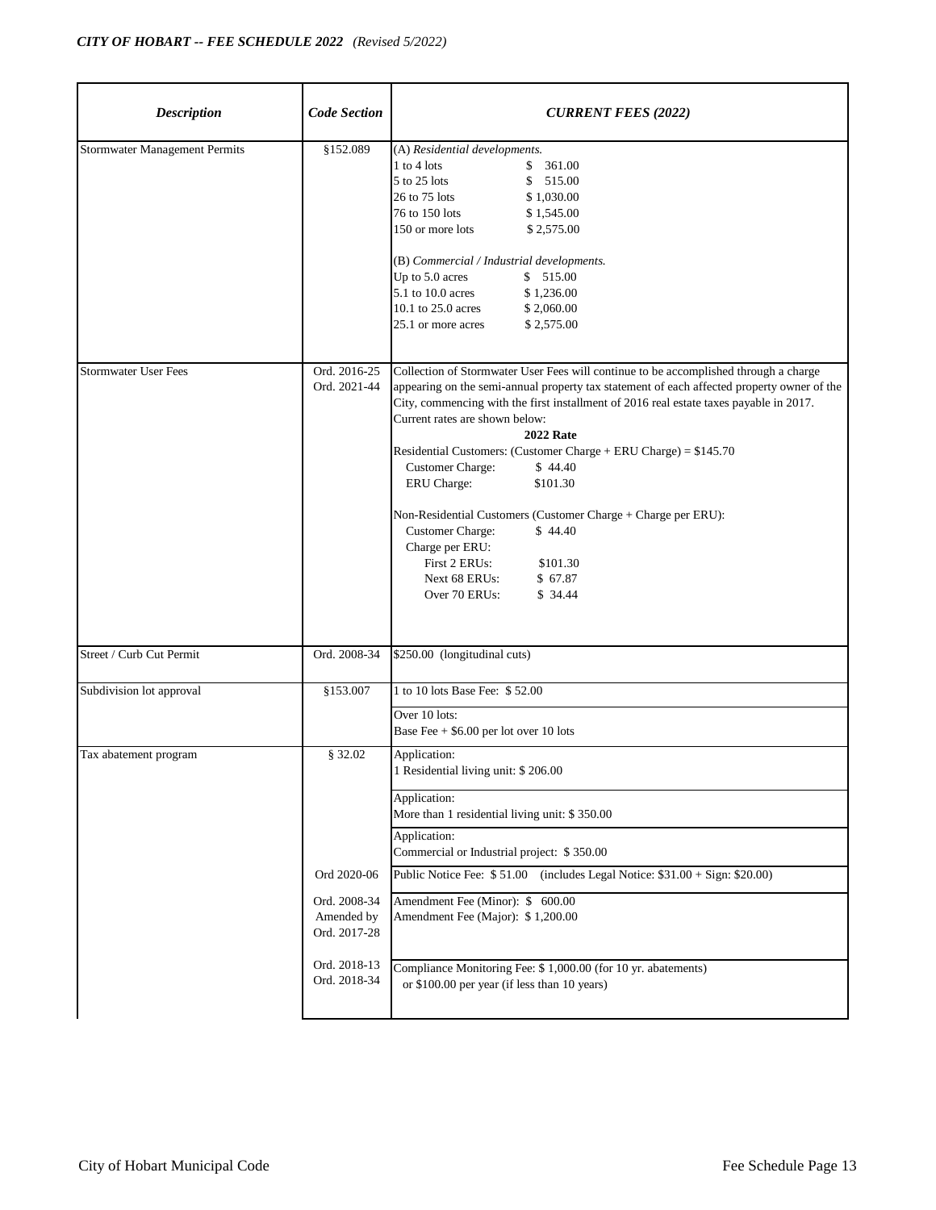| *Description* | *Code Section* | *CURRENT FEES (2022)* |
|---|---|---|
| Stormwater Management Permits | §152.089 | (A) *Residential developments.*<br>1 to 4 lots $ 361.00<br>5 to 25 lots $ 515.00<br>26 to 75 lots $ 1,030.00<br>76 to 150 lots $ 1,545.00<br>150 or more lots $ 2,575.00<br><br>(B) *Commercial / Industrial developments.*<br>Up to 5.0 acres $ 515.00<br>5.1 to 10.0 acres $ 1,236.00<br>10.1 to 25.0 acres $ 2,060.00<br>25.1 or more acres $ 2,575.00 |
| Stormwater User Fees | Ord. 2016-25<br>Ord. 2021-44 | Collection of Stormwater User Fees will continue to be accomplished through a charge appearing on the semi-annual property tax statement of each affected property owner of the City, commencing with the first installment of 2016 real estate taxes payable in 2017.<br>Current rates are shown below:<br>**2022 Rate**<br>Residential Customers: (Customer Charge + ERU Charge) = $145.70<br>Customer Charge: $ 44.40<br>ERU Charge: $101.30<br><br>Non-Residential Customers (Customer Charge + Charge per ERU):<br>Customer Charge: $ 44.40<br>Charge per ERU:<br>First 2 ERUs: $101.30<br>Next 68 ERUs: $ 67.87<br>Over 70 ERUs: $ 34.44 |
| Street / Curb Cut Permit | Ord. 2008-34 | $250.00 (longitudinal cuts) |
| Subdivision lot approval | §153.007 | 1 to 10 lots Base Fee: $ 52.00 |
| | | Over 10 lots:<br>Base Fee + $6.00 per lot over 10 lots |
| Tax abatement program | § 32.02 | Application:<br>1 Residential living unit: $ 206.00 |
| | | Application:<br>More than 1 residential living unit: $ 350.00 |
| | | Application:<br>Commercial or Industrial project: $ 350.00 |
| | Ord 2020-06 | Public Notice Fee: $ 51.00 (includes Legal Notice: $31.00 + Sign: $20.00) |
| | Ord. 2008-34<br>Amended by<br>Ord. 2017-28 | Amendment Fee (Minor): $ 600.00<br>Amendment Fee (Major): $ 1,200.00 |
| | Ord. 2018-13<br>Ord. 2018-34 | Compliance Monitoring Fee: $ 1,000.00 (for 10 yr. abatements)<br>or $100.00 per year (if less than 10 years) |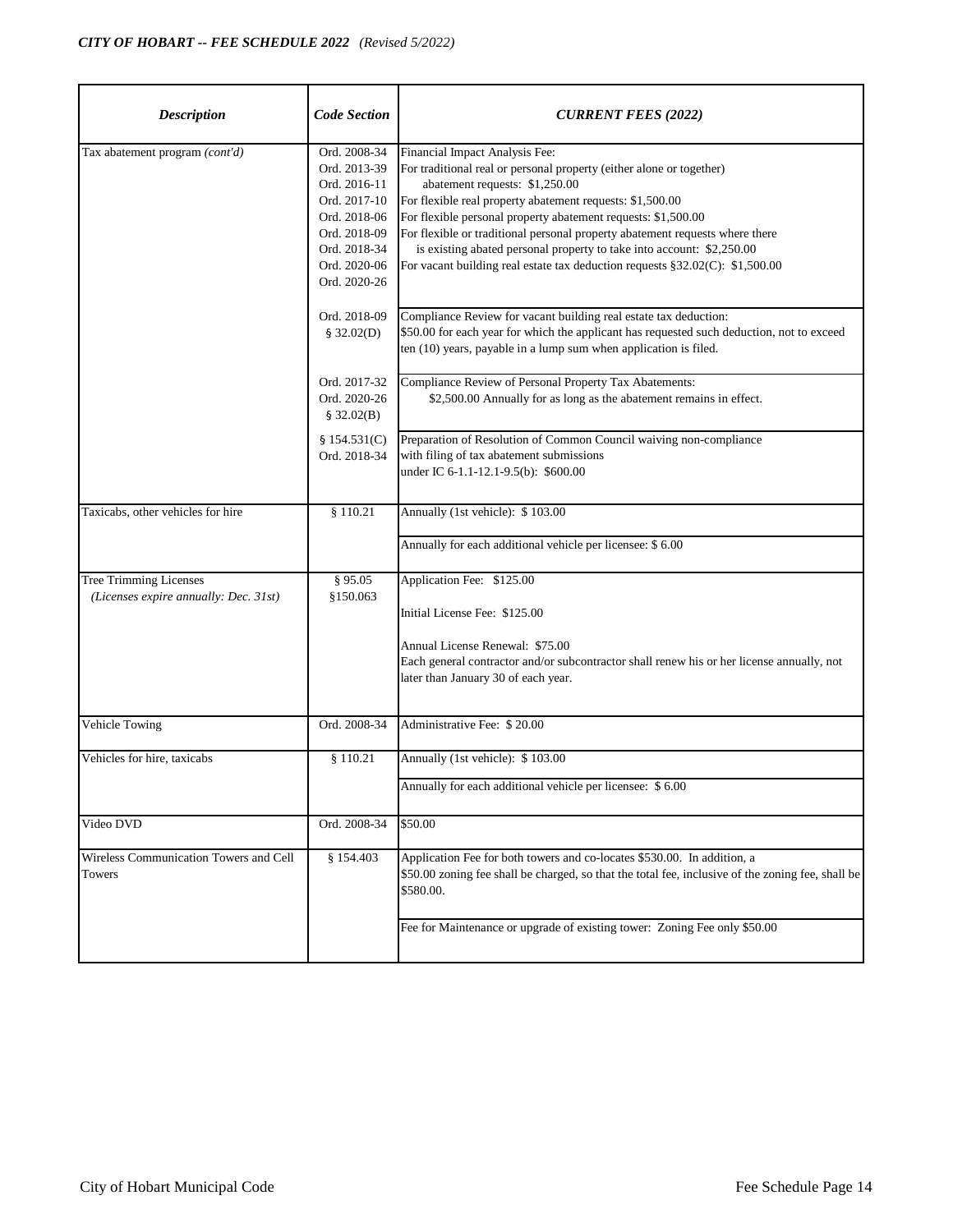| *Description* | *Code Section* | *CURRENT FEES (2022)* |
|---|---|---|
| Tax abatement program *(cont'd)* | Ord. 2008-34<br>Ord. 2013-39<br>Ord. 2016-11<br>Ord. 2017-10<br>Ord. 2018-06<br>Ord. 2018-09<br>Ord. 2018-34<br>Ord. 2020-06<br>Ord. 2020-26 | Financial Impact Analysis Fee:<br>For traditional real or personal property (either alone or together) abatement requests: $1,250.00<br>For flexible real property abatement requests: $1,500.00<br>For flexible personal property abatement requests: $1,500.00<br>For flexible or traditional personal property abatement requests where there is existing abated personal property to take into account: $2,250.00<br>For vacant building real estate tax deduction requests §32.02(C): $1,500.00 |
| | Ord. 2018-09<br>§ 32.02(D) | Compliance Review for vacant building real estate tax deduction:<br>$50.00 for each year for which the applicant has requested such deduction, not to exceed ten (10) years, payable in a lump sum when application is filed. |
| | Ord. 2017-32<br>Ord. 2020-26<br>§ 32.02(B) | Compliance Review of Personal Property Tax Abatements:<br>$2,500.00 Annually for as long as the abatement remains in effect. |
| | § 154.531(C)<br>Ord. 2018-34 | Preparation of Resolution of Common Council waiving non-compliance with filing of tax abatement submissions under IC 6-1.1-12.1-9.5(b): $600.00 |
| Taxicabs, other vehicles for hire | § 110.21 | Annually (1st vehicle): $ 103.00 |
| | | Annually for each additional vehicle per licensee: $ 6.00 |
| Tree Trimming Licenses<br>*(Licenses expire annually: Dec. 31st)* | § 95.05<br>§150.063 | Application Fee: $125.00<br><br>Initial License Fee: $125.00<br><br>Annual License Renewal: $75.00<br>Each general contractor and/or subcontractor shall renew his or her license annually, not later than January 30 of each year. |
| Vehicle Towing | Ord. 2008-34 | Administrative Fee: $ 20.00 |
| Vehicles for hire, taxicabs | § 110.21 | Annually (1st vehicle): $ 103.00 |
| | | Annually for each additional vehicle per licensee: $ 6.00 |
| Video DVD | Ord. 2008-34 | $50.00 |
| Wireless Communication Towers and Cell Towers | § 154.403 | Application Fee for both towers and co-locates $530.00. In addition, a $50.00 zoning fee shall be charged, so that the total fee, inclusive of the zoning fee, shall be $580.00. |
| | | Fee for Maintenance or upgrade of existing tower: Zoning Fee only $50.00 |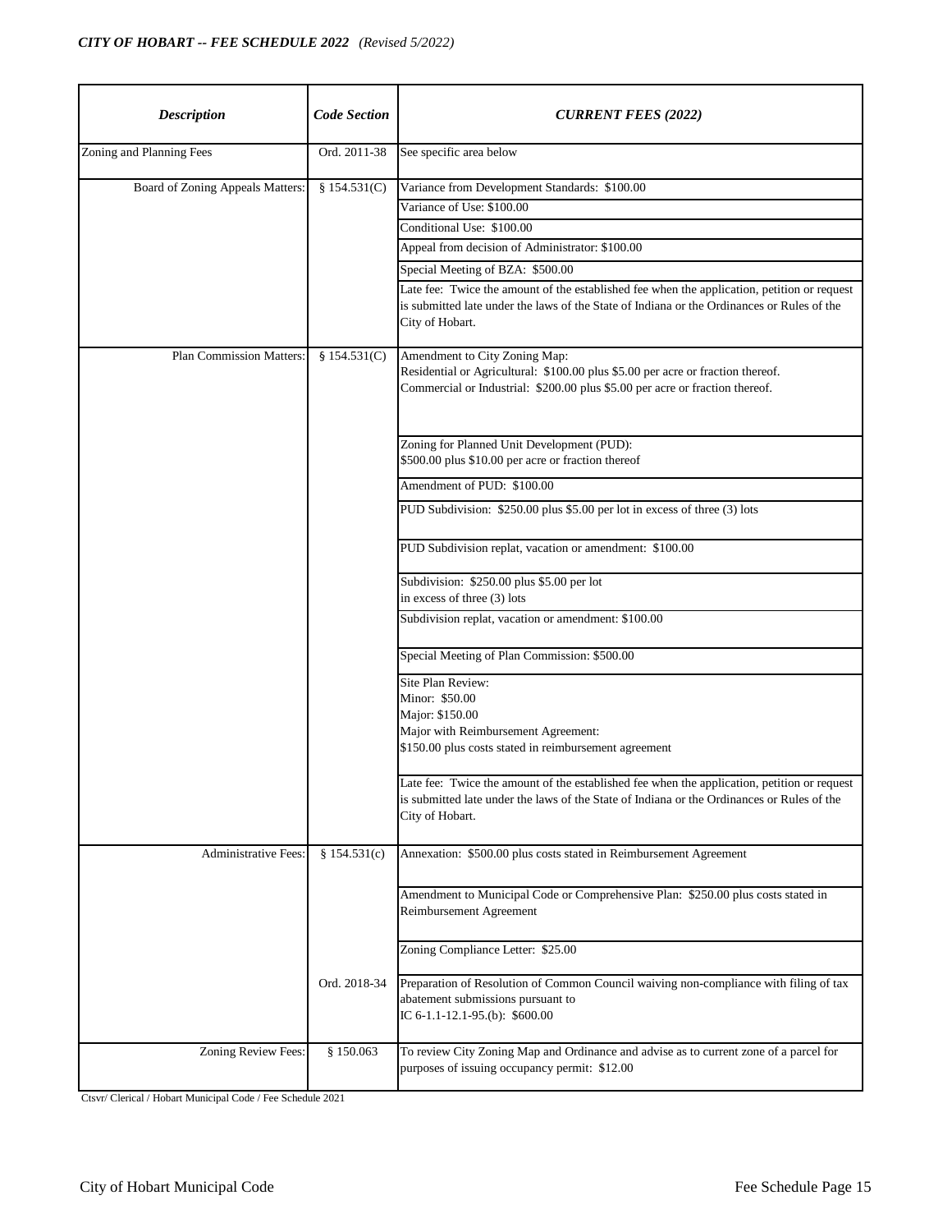| *Description* | *Code Section* | *CURRENT FEES (2022)* |
|---|---|---|
| Zoning and Planning Fees | Ord. 2011-38 | See specific area below |
| Board of Zoning Appeals Matters: | § 154.531(C) | Variance from Development Standards: $100.00 |
| | | Variance of Use: $100.00 |
| | | Conditional Use: $100.00 |
| | | Appeal from decision of Administrator: $100.00 |
| | | Special Meeting of BZA: $500.00 |
| | | Late fee: Twice the amount of the established fee when the application, petition or request is submitted late under the laws of the State of Indiana or the Ordinances or Rules of the City of Hobart. |
| Plan Commission Matters: | § 154.531(C) | Amendment to City Zoning Map:<br>Residential or Agricultural: $100.00 plus $5.00 per acre or fraction thereof.<br>Commercial or Industrial: $200.00 plus $5.00 per acre or fraction thereof. |
| | | Zoning for Planned Unit Development (PUD):<br>$500.00 plus $10.00 per acre or fraction thereof |
| | | Amendment of PUD: $100.00 |
| | | PUD Subdivision: $250.00 plus $5.00 per lot in excess of three (3) lots |
| | | PUD Subdivision replat, vacation or amendment: $100.00 |
| | | Subdivision: $250.00 plus $5.00 per lot<br>in excess of three (3) lots |
| | | Subdivision replat, vacation or amendment: $100.00 |
| | | Special Meeting of Plan Commission: $500.00 |
| | | Site Plan Review:<br>Minor: $50.00<br>Major: $150.00<br>Major with Reimbursement Agreement:<br>$150.00 plus costs stated in reimbursement agreement |
| | | Late fee: Twice the amount of the established fee when the application, petition or request is submitted late under the laws of the State of Indiana or the Ordinances or Rules of the City of Hobart. |
| Administrative Fees: | § 154.531(c) | Annexation: $500.00 plus costs stated in Reimbursement Agreement |
| | | Amendment to Municipal Code or Comprehensive Plan: $250.00 plus costs stated in Reimbursement Agreement |
| | | Zoning Compliance Letter: $25.00 |
| | Ord. 2018-34 | Preparation of Resolution of Common Council waiving non-compliance with filing of tax abatement submissions pursuant to<br>IC 6-1.1-12.1-95.(b): $600.00 |
| Zoning Review Fees: | § 150.063 | To review City Zoning Map and Ordinance and advise as to current zone of a parcel for purposes of issuing occupancy permit: $12.00 |

Ctsvr/ Clerical / Hobart Municipal Code / Fee Schedule 2021